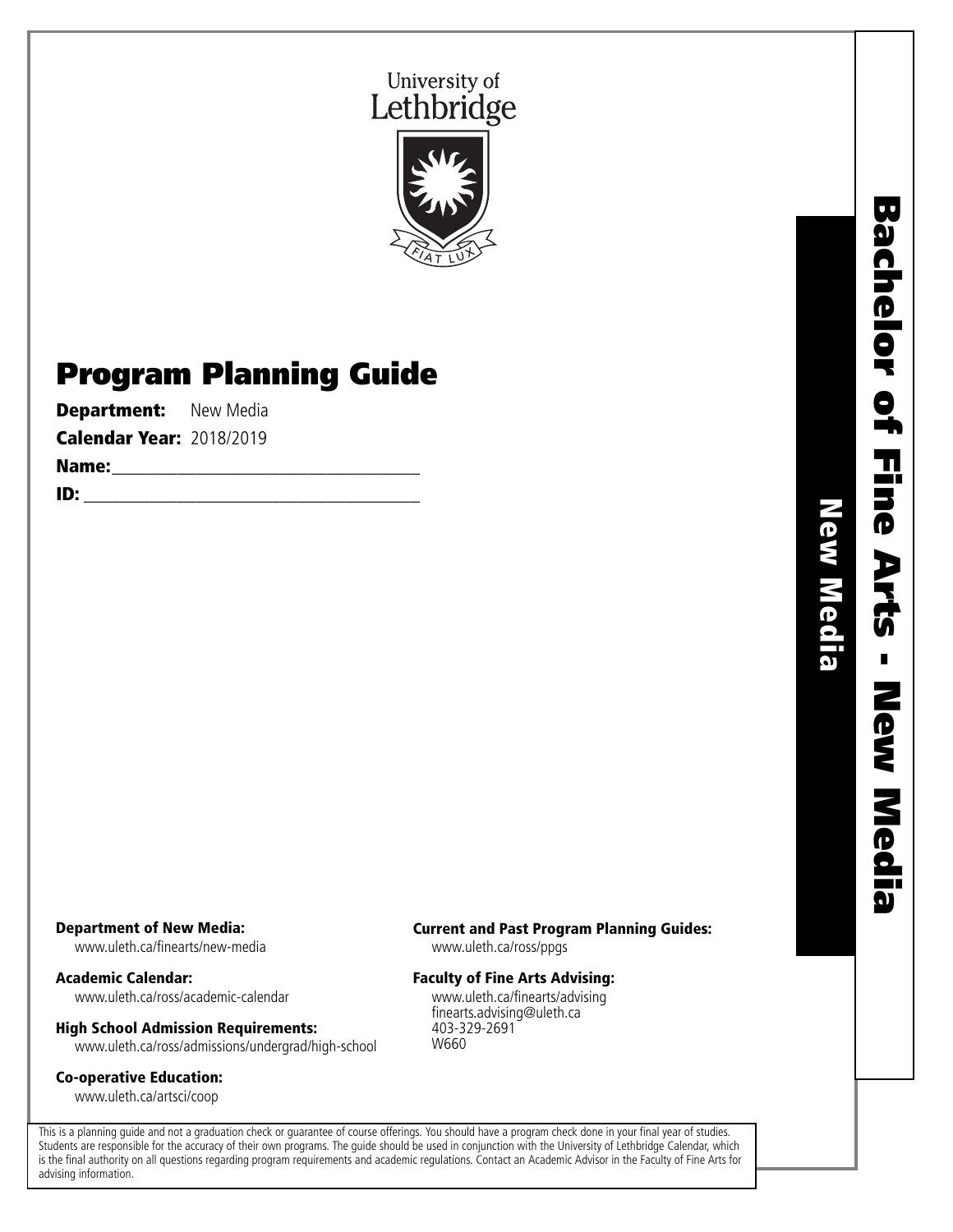University of Lethbridge

FIAT LUX

# Program Planning Guide

**Department:** New Media

**Calendar Year:** 2018/2019

**Name:**\_\_\_\_\_\_\_\_\_\_\_\_\_\_\_\_\_\_\_\_\_\_\_\_\_\_\_\_\_\_\_\_\_\_

**ID:** \_\_\_\_\_\_\_\_\_\_\_\_\_\_\_\_\_\_\_\_\_\_\_\_\_\_\_\_\_\_\_\_\_\_\_\_\_

**Bachelor of Fine Arts - New Media**

**New Media**

**Department of New Media:**
www.uleth.ca/finearts/new-media

**Academic Calendar:**
www.uleth.ca/ross/academic-calendar

**High School Admission Requirements:**
www.uleth.ca/ross/admissions/undergrad/high-school

**Co-operative Education:**
www.uleth.ca/artsci/coop

**Current and Past Program Planning Guides:**
www.uleth.ca/ross/ppgs

**Faculty of Fine Arts Advising:**
www.uleth.ca/finearts/advising
finearts.advising@uleth.ca
403-329-2691
W660

This is a planning guide and not a graduation check or guarantee of course offerings. You should have a program check done in your final year of studies. Students are responsible for the accuracy of their own programs. The guide should be used in conjunction with the University of Lethbridge Calendar, which is the final authority on all questions regarding program requirements and academic regulations. Contact an Academic Advisor in the Faculty of Fine Arts for advising information.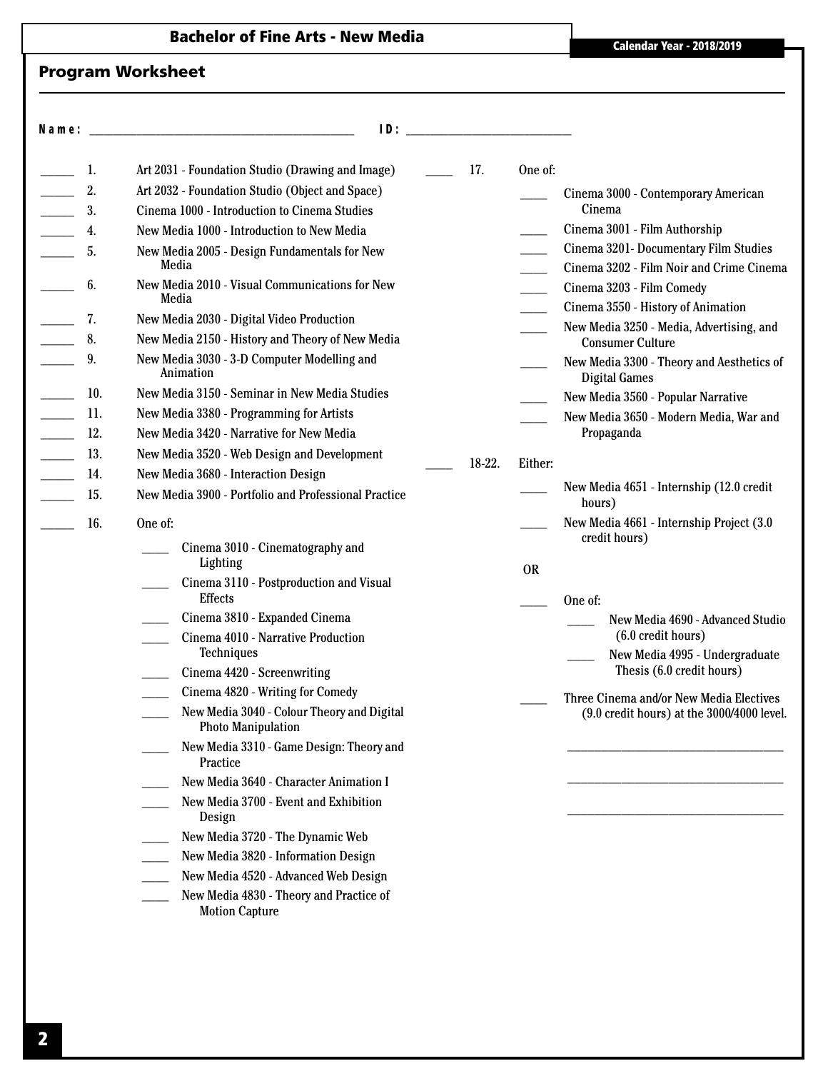# Bachelor of Fine Arts - New Media

Calendar Year - 2018/2019

## Program Worksheet

Name: ______________________________ ID: ____________________

_____ 1. Art 2031 - Foundation Studio (Drawing and Image)

_____ 2. Art 2032 - Foundation Studio (Object and Space)

_____ 3. Cinema 1000 - Introduction to Cinema Studies

_____ 4. New Media 1000 - Introduction to New Media

_____ 5. New Media 2005 - Design Fundamentals for New Media

_____ 6. New Media 2010 - Visual Communications for New Media

_____ 7. New Media 2030 - Digital Video Production

_____ 8. New Media 2150 - History and Theory of New Media

_____ 9. New Media 3030 - 3-D Computer Modelling and Animation

_____ 10. New Media 3150 - Seminar in New Media Studies

_____ 11. New Media 3380 - Programming for Artists

_____ 12. New Media 3420 - Narrative for New Media

_____ 13. New Media 3520 - Web Design and Development

_____ 14. New Media 3680 - Interaction Design

_____ 15. New Media 3900 - Portfolio and Professional Practice

_____ 16. One of:

- _____ Cinema 3010 - Cinematography and Lighting
- _____ Cinema 3110 - Postproduction and Visual Effects
- _____ Cinema 3810 - Expanded Cinema
- _____ Cinema 4010 - Narrative Production Techniques
- _____ Cinema 4420 - Screenwriting
- _____ Cinema 4820 - Writing for Comedy
- _____ New Media 3040 - Colour Theory and Digital Photo Manipulation
- _____ New Media 3310 - Game Design: Theory and Practice
- _____ New Media 3640 - Character Animation I
- _____ New Media 3700 - Event and Exhibition Design
- _____ New Media 3720 - The Dynamic Web
- _____ New Media 3820 - Information Design
- _____ New Media 4520 - Advanced Web Design
- _____ New Media 4830 - Theory and Practice of Motion Capture

_____ 17. One of:

- _____ Cinema 3000 - Contemporary American Cinema
- _____ Cinema 3001 - Film Authorship
- _____ Cinema 3201- Documentary Film Studies
- _____ Cinema 3202 - Film Noir and Crime Cinema
- _____ Cinema 3203 - Film Comedy
- _____ Cinema 3550 - History of Animation
- _____ New Media 3250 - Media, Advertising, and Consumer Culture
- _____ New Media 3300 - Theory and Aesthetics of Digital Games
- _____ New Media 3560 - Popular Narrative
- _____ New Media 3650 - Modern Media, War and Propaganda

_____ 18-22. Either:

- _____ New Media 4651 - Internship (12.0 credit hours)
- _____ New Media 4661 - Internship Project (3.0 credit hours)

OR

- _____ One of:
  - _____ New Media 4690 - Advanced Studio (6.0 credit hours)
  - _____ New Media 4995 - Undergraduate Thesis (6.0 credit hours)
- _____ Three Cinema and/or New Media Electives (9.0 credit hours) at the 3000/4000 level.

  ______________________________

  ______________________________

  ______________________________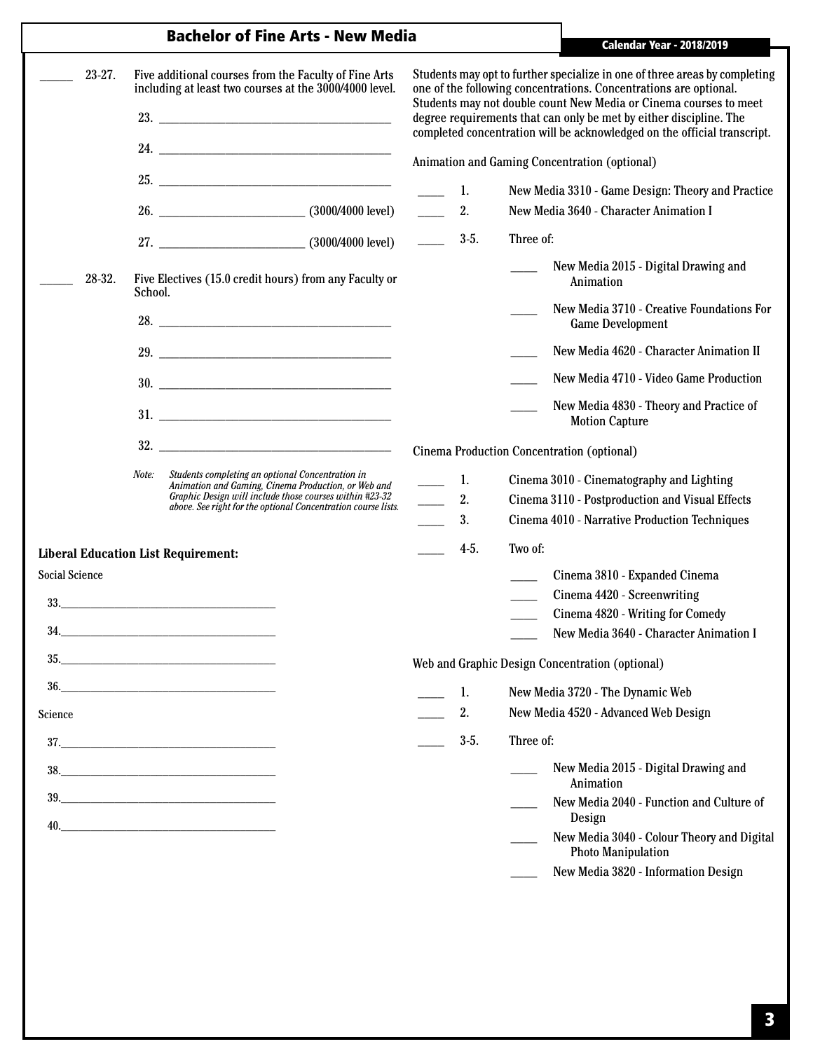# Bachelor of Fine Arts - New Media

Calendar Year - 2018/2019

______ 23-27. Five additional courses from the Faculty of Fine Arts including at least two courses at the 3000/4000 level.

23. ________________________________________
24. ________________________________________
25. ________________________________________
26. ________________________ (3000/4000 level)
27. ________________________ (3000/4000 level)

______ 28-32. Five Electives (15.0 credit hours) from any Faculty or School.

28. ________________________________________
29. ________________________________________
30. ________________________________________
31. ________________________________________
32. ________________________________________

*Note: Students completing an optional Concentration in Animation and Gaming, Cinema Production, or Web and Graphic Design will include those courses within #23-32 above. See right for the optional Concentration course lists.*

**Liberal Education List Requirement:**

Social Science

33. ________________________________________
34. ________________________________________
35. ________________________________________
36. ________________________________________

Science

37. ________________________________________
38. ________________________________________
39. ________________________________________
40. ________________________________________

Students may opt to further specialize in one of three areas by completing one of the following concentrations. Concentrations are optional. Students may not double count New Media or Cinema courses to meet degree requirements that can only be met by either discipline. The completed concentration will be acknowledged on the official transcript.

Animation and Gaming Concentration (optional)

____ 1. New Media 3310 - Game Design: Theory and Practice
____ 2. New Media 3640 - Character Animation I
____ 3-5. Three of:

- ____ New Media 2015 - Digital Drawing and Animation
- ____ New Media 3710 - Creative Foundations For Game Development
- ____ New Media 4620 - Character Animation II
- ____ New Media 4710 - Video Game Production
- ____ New Media 4830 - Theory and Practice of Motion Capture

Cinema Production Concentration (optional)

____ 1. Cinema 3010 - Cinematography and Lighting
____ 2. Cinema 3110 - Postproduction and Visual Effects
____ 3. Cinema 4010 - Narrative Production Techniques
____ 4-5. Two of:

- ____ Cinema 3810 - Expanded Cinema
- ____ Cinema 4420 - Screenwriting
- ____ Cinema 4820 - Writing for Comedy
- ____ New Media 3640 - Character Animation I

Web and Graphic Design Concentration (optional)

____ 1. New Media 3720 - The Dynamic Web
____ 2. New Media 4520 - Advanced Web Design
____ 3-5. Three of:

- ____ New Media 2015 - Digital Drawing and Animation
- ____ New Media 2040 - Function and Culture of Design
- ____ New Media 3040 - Colour Theory and Digital Photo Manipulation
- ____ New Media 3820 - Information Design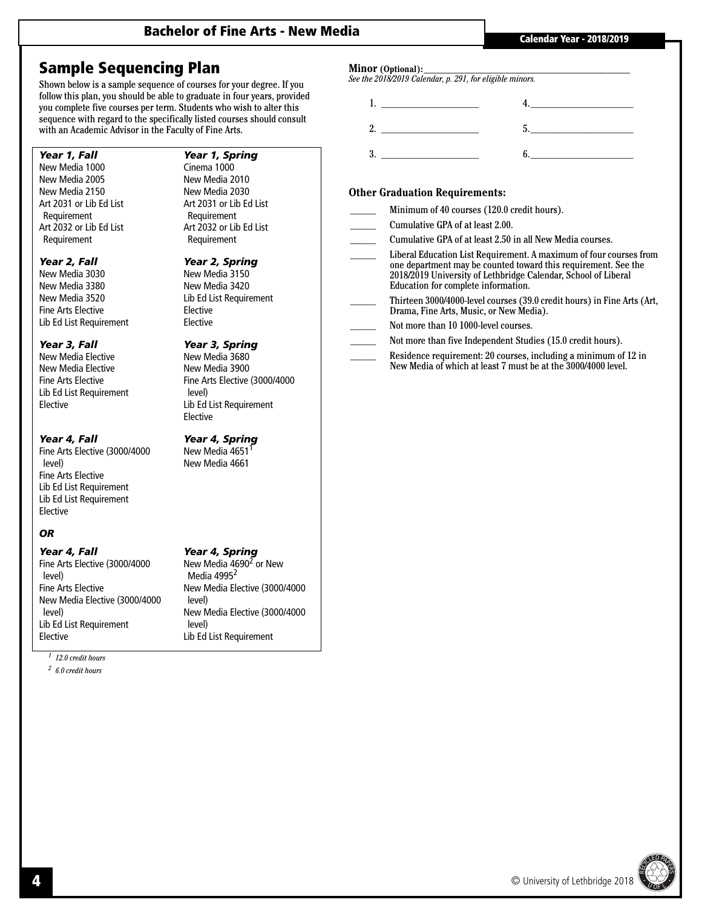# Bachelor of Fine Arts - New Media

Calendar Year - 2018/2019

## Sample Sequencing Plan

Shown below is a sample sequence of courses for your degree. If you follow this plan, you should be able to graduate in four years, provided you complete five courses per term. Students who wish to alter this sequence with regard to the specifically listed courses should consult with an Academic Advisor in the Faculty of Fine Arts.

| Year 1, Fall | Year 1, Spring |
|---|---|
| New Media 1000 | Cinema 1000 |
| New Media 2005 | New Media 2010 |
| New Media 2150 | New Media 2030 |
| Art 2031 or Lib Ed List Requirement | Art 2031 or Lib Ed List Requirement |
| Art 2032 or Lib Ed List Requirement | Art 2032 or Lib Ed List Requirement |

| Year 2, Fall | Year 2, Spring |
|---|---|
| New Media 3030 | New Media 3150 |
| New Media 3380 | New Media 3420 |
| New Media 3520 | Lib Ed List Requirement |
| Fine Arts Elective | Elective |
| Lib Ed List Requirement | Elective |

| Year 3, Fall | Year 3, Spring |
|---|---|
| New Media Elective | New Media 3680 |
| New Media Elective | New Media 3900 |
| Fine Arts Elective | Fine Arts Elective (3000/4000 level) |
| Lib Ed List Requirement | Lib Ed List Requirement |
| Elective | Elective |

| Year 4, Fall | Year 4, Spring |
|---|---|
| Fine Arts Elective (3000/4000 level) | New Media 4651[1] |
| Fine Arts Elective | New Media 4661 |
| Lib Ed List Requirement | |
| Lib Ed List Requirement | |
| Elective | |

***OR***

| Year 4, Fall | Year 4, Spring |
|---|---|
| Fine Arts Elective (3000/4000 level) | New Media 4690[2] or New Media 4995[2] |
| Fine Arts Elective | New Media Elective (3000/4000 level) |
| New Media Elective (3000/4000 level) | New Media Elective (3000/4000 level) |
| Lib Ed List Requirement | Lib Ed List Requirement |
| Elective | |

*[1] 12.0 credit hours*

*[2] 6.0 credit hours*

**Minor (Optional):**\_\_\_\_\_\_\_\_\_\_\_\_\_\_\_\_\_\_\_\_\_\_\_\_

*See the 2018/2019 Calendar, p. 291, for eligible minors.*

1. \_\_\_\_\_\_\_\_\_\_\_\_ 4. \_\_\_\_\_\_\_\_\_\_\_\_

2. \_\_\_\_\_\_\_\_\_\_\_\_ 5. \_\_\_\_\_\_\_\_\_\_\_\_

3. \_\_\_\_\_\_\_\_\_\_\_\_ 6. \_\_\_\_\_\_\_\_\_\_\_\_

### Other Graduation Requirements:

- \_\_\_\_\_ Minimum of 40 courses (120.0 credit hours).
- \_\_\_\_\_ Cumulative GPA of at least 2.00.
- \_\_\_\_\_ Cumulative GPA of at least 2.50 in all New Media courses.
- \_\_\_\_\_ Liberal Education List Requirement. A maximum of four courses from one department may be counted toward this requirement. See the 2018/2019 University of Lethbridge Calendar, School of Liberal Education for complete information.
- \_\_\_\_\_ Thirteen 3000/4000-level courses (39.0 credit hours) in Fine Arts (Art, Drama, Fine Arts, Music, or New Media).
- \_\_\_\_\_ Not more than 10 1000-level courses.
- \_\_\_\_\_ Not more than five Independent Studies (15.0 credit hours).
- \_\_\_\_\_ Residence requirement: 20 courses, including a minimum of 12 in New Media of which at least 7 must be at the 3000/4000 level.

© University of Lethbridge 2018